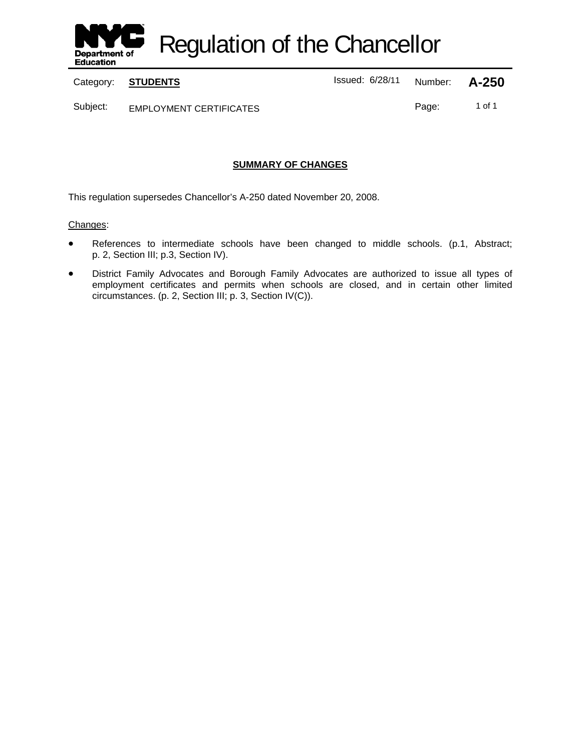# Regulation of the Chancellor

Category: **STUDENTS** | Issued: 6/28/11 | Number: **A-250**

Subject: EMPLOYMENT CERTIFICATES

## SUMMARY OF CHANGES

This regulation supersedes Chancellor's A-250 dated November 20, 2008.

Changes:

- References to intermediate schools have been changed to middle schools. (p.1, Abstract; p. 2, Section III; p.3, Section IV).
- District Family Advocates and Borough Family Advocates are authorized to issue all types of employment certificates and permits when schools are closed, and in certain other limited circumstances. (p. 2, Section III; p. 3, Section IV(C)).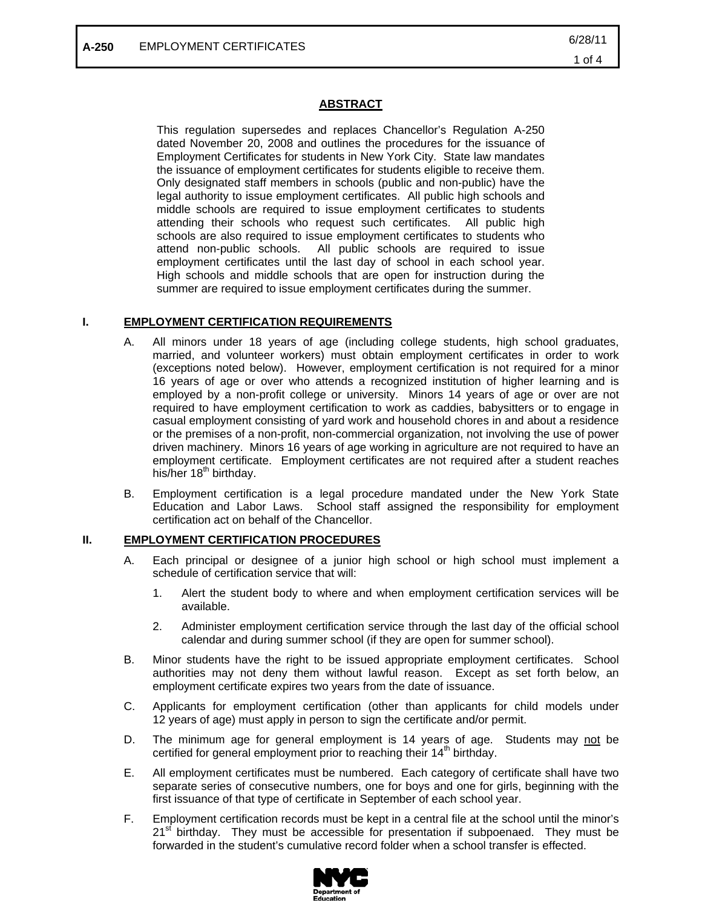## ABSTRACT

This regulation supersedes and replaces Chancellor's Regulation A-250 dated November 20, 2008 and outlines the procedures for the issuance of Employment Certificates for students in New York City. State law mandates the issuance of employment certificates for students eligible to receive them. Only designated staff members in schools (public and non-public) have the legal authority to issue employment certificates. All public high schools and middle schools are required to issue employment certificates to students attending their schools who request such certificates. All public high schools are also required to issue employment certificates to students who attend non-public schools. All public schools are required to issue employment certificates until the last day of school in each school year. High schools and middle schools that are open for instruction during the summer are required to issue employment certificates during the summer.

## I. EMPLOYMENT CERTIFICATION REQUIREMENTS

A. All minors under 18 years of age (including college students, high school graduates, married, and volunteer workers) must obtain employment certificates in order to work (exceptions noted below). However, employment certification is not required for a minor 16 years of age or over who attends a recognized institution of higher learning and is employed by a non-profit college or university. Minors 14 years of age or over are not required to have employment certification to work as caddies, babysitters or to engage in casual employment consisting of yard work and household chores in and about a residence or the premises of a non-profit, non-commercial organization, not involving the use of power driven machinery. Minors 16 years of age working in agriculture are not required to have an employment certificate. Employment certificates are not required after a student reaches his/her 18th birthday.

B. Employment certification is a legal procedure mandated under the New York State Education and Labor Laws. School staff assigned the responsibility for employment certification act on behalf of the Chancellor.

## II. EMPLOYMENT CERTIFICATION PROCEDURES

A. Each principal or designee of a junior high school or high school must implement a schedule of certification service that will:

1. Alert the student body to where and when employment certification services will be available.

2. Administer employment certification service through the last day of the official school calendar and during summer school (if they are open for summer school).

B. Minor students have the right to be issued appropriate employment certificates. School authorities may not deny them without lawful reason. Except as set forth below, an employment certificate expires two years from the date of issuance.

C. Applicants for employment certification (other than applicants for child models under 12 years of age) must apply in person to sign the certificate and/or permit.

D. The minimum age for general employment is 14 years of age. Students may not be certified for general employment prior to reaching their 14th birthday.

E. All employment certificates must be numbered. Each category of certificate shall have two separate series of consecutive numbers, one for boys and one for girls, beginning with the first issuance of that type of certificate in September of each school year.

F. Employment certification records must be kept in a central file at the school until the minor's 21st birthday. They must be accessible for presentation if subpoenaed. They must be forwarded in the student's cumulative record folder when a school transfer is effected.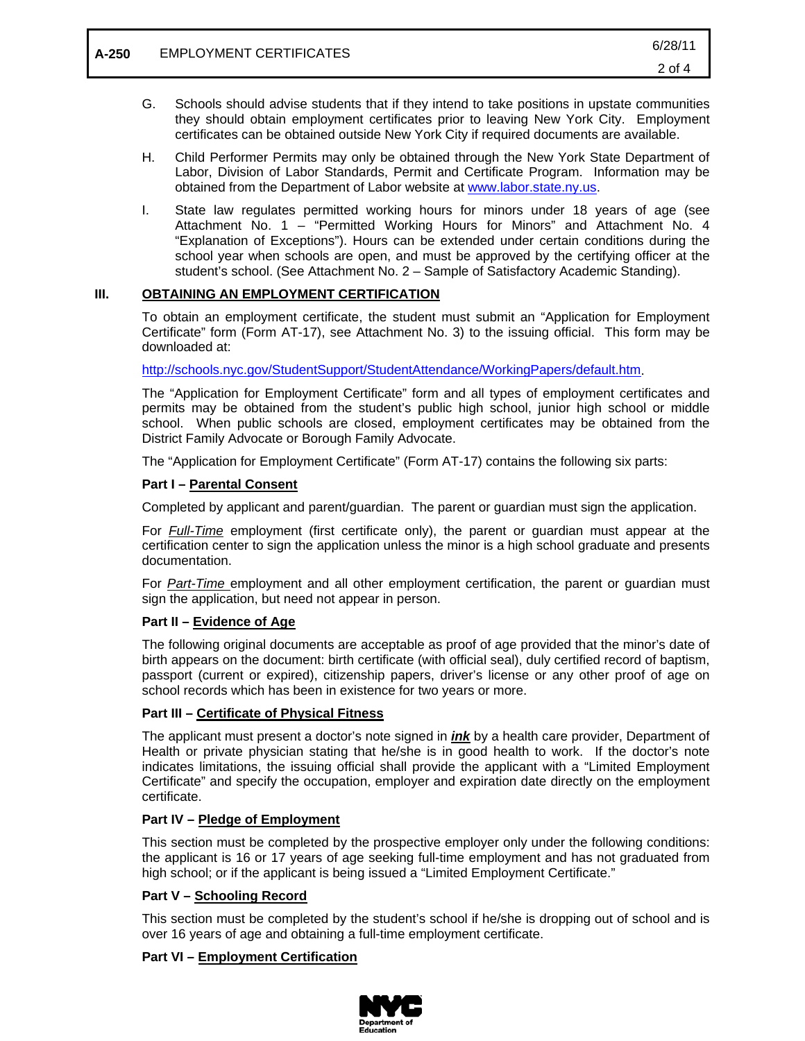G. Schools should advise students that if they intend to take positions in upstate communities they should obtain employment certificates prior to leaving New York City. Employment certificates can be obtained outside New York City if required documents are available.

H. Child Performer Permits may only be obtained through the New York State Department of Labor, Division of Labor Standards, Permit and Certificate Program. Information may be obtained from the Department of Labor website at [www.labor.state.ny.us](http://www.labor.state.ny.us).

I. State law regulates permitted working hours for minors under 18 years of age (see Attachment No. 1 – "Permitted Working Hours for Minors" and Attachment No. 4 "Explanation of Exceptions"). Hours can be extended under certain conditions during the school year when schools are open, and must be approved by the certifying officer at the student's school. (See Attachment No. 2 – Sample of Satisfactory Academic Standing).

## III. OBTAINING AN EMPLOYMENT CERTIFICATION

To obtain an employment certificate, the student must submit an "Application for Employment Certificate" form (Form AT-17), see Attachment No. 3) to the issuing official. This form may be downloaded at:

[http://schools.nyc.gov/StudentSupport/StudentAttendance/WorkingPapers/default.htm](http://schools.nyc.gov/StudentSupport/StudentAttendance/WorkingPapers/default.htm).

The "Application for Employment Certificate" form and all types of employment certificates and permits may be obtained from the student's public high school, junior high school or middle school. When public schools are closed, employment certificates may be obtained from the District Family Advocate or Borough Family Advocate.

The "Application for Employment Certificate" (Form AT-17) contains the following six parts:

**Part I – Parental Consent**

Completed by applicant and parent/guardian. The parent or guardian must sign the application.

For *Full-Time* employment (first certificate only), the parent or guardian must appear at the certification center to sign the application unless the minor is a high school graduate and presents documentation.

For *Part-Time* employment and all other employment certification, the parent or guardian must sign the application, but need not appear in person.

**Part II – Evidence of Age**

The following original documents are acceptable as proof of age provided that the minor's date of birth appears on the document: birth certificate (with official seal), duly certified record of baptism, passport (current or expired), citizenship papers, driver's license or any other proof of age on school records which has been in existence for two years or more.

**Part III – Certificate of Physical Fitness**

The applicant must present a doctor's note signed in ***ink*** by a health care provider, Department of Health or private physician stating that he/she is in good health to work. If the doctor's note indicates limitations, the issuing official shall provide the applicant with a "Limited Employment Certificate" and specify the occupation, employer and expiration date directly on the employment certificate.

**Part IV – Pledge of Employment**

This section must be completed by the prospective employer only under the following conditions: the applicant is 16 or 17 years of age seeking full-time employment and has not graduated from high school; or if the applicant is being issued a "Limited Employment Certificate."

**Part V – Schooling Record**

This section must be completed by the student's school if he/she is dropping out of school and is over 16 years of age and obtaining a full-time employment certificate.

**Part VI – Employment Certification**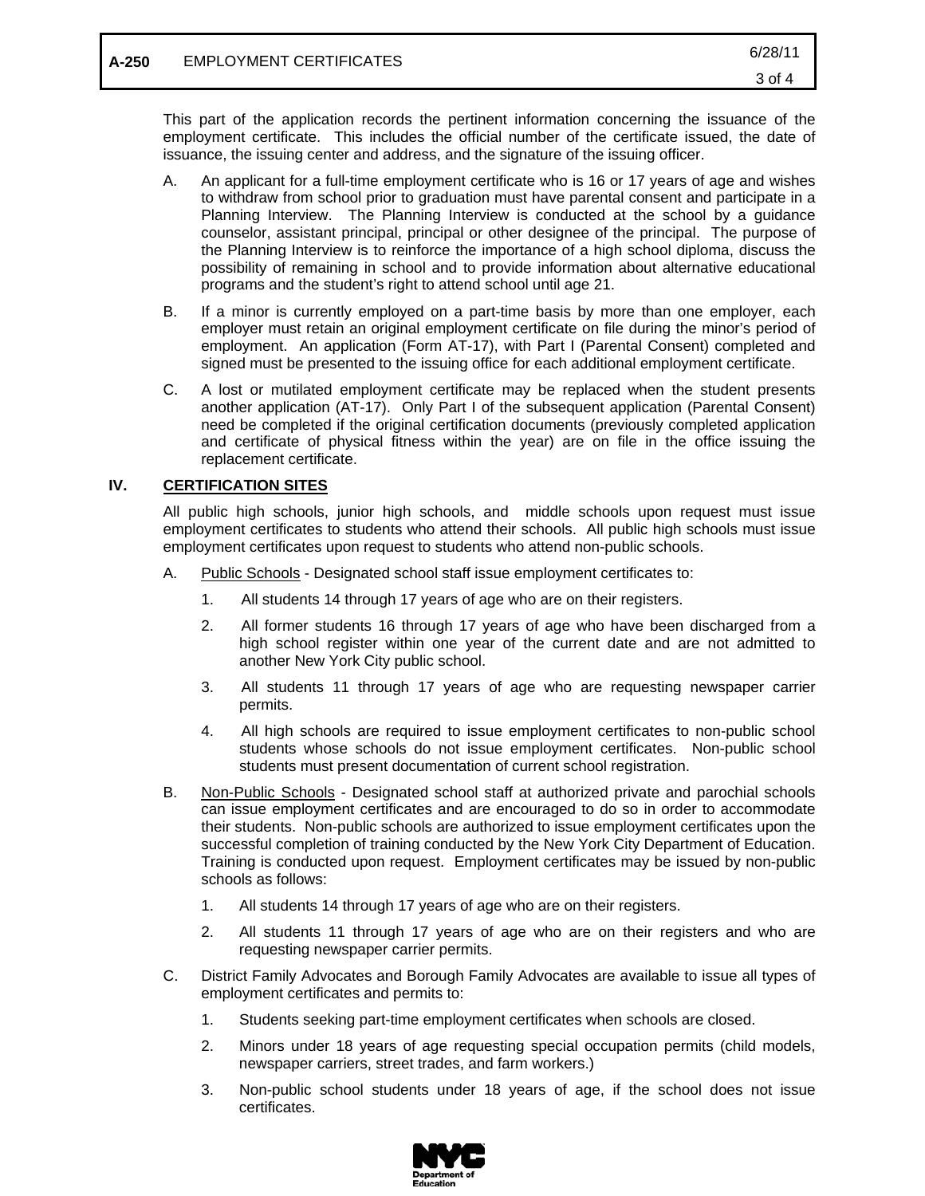This part of the application records the pertinent information concerning the issuance of the employment certificate. This includes the official number of the certificate issued, the date of issuance, the issuing center and address, and the signature of the issuing officer.

A. An applicant for a full-time employment certificate who is 16 or 17 years of age and wishes to withdraw from school prior to graduation must have parental consent and participate in a Planning Interview. The Planning Interview is conducted at the school by a guidance counselor, assistant principal, principal or other designee of the principal. The purpose of the Planning Interview is to reinforce the importance of a high school diploma, discuss the possibility of remaining in school and to provide information about alternative educational programs and the student's right to attend school until age 21.

B. If a minor is currently employed on a part-time basis by more than one employer, each employer must retain an original employment certificate on file during the minor's period of employment. An application (Form AT-17), with Part I (Parental Consent) completed and signed must be presented to the issuing office for each additional employment certificate.

C. A lost or mutilated employment certificate may be replaced when the student presents another application (AT-17). Only Part I of the subsequent application (Parental Consent) need be completed if the original certification documents (previously completed application and certificate of physical fitness within the year) are on file in the office issuing the replacement certificate.

## IV. CERTIFICATION SITES

All public high schools, junior high schools, and middle schools upon request must issue employment certificates to students who attend their schools. All public high schools must issue employment certificates upon request to students who attend non-public schools.

A. Public Schools - Designated school staff issue employment certificates to:

1. All students 14 through 17 years of age who are on their registers.
2. All former students 16 through 17 years of age who have been discharged from a high school register within one year of the current date and are not admitted to another New York City public school.
3. All students 11 through 17 years of age who are requesting newspaper carrier permits.
4. All high schools are required to issue employment certificates to non-public school students whose schools do not issue employment certificates. Non-public school students must present documentation of current school registration.

B. Non-Public Schools - Designated school staff at authorized private and parochial schools can issue employment certificates and are encouraged to do so in order to accommodate their students. Non-public schools are authorized to issue employment certificates upon the successful completion of training conducted by the New York City Department of Education. Training is conducted upon request. Employment certificates may be issued by non-public schools as follows:

1. All students 14 through 17 years of age who are on their registers.
2. All students 11 through 17 years of age who are on their registers and who are requesting newspaper carrier permits.

C. District Family Advocates and Borough Family Advocates are available to issue all types of employment certificates and permits to:

1. Students seeking part-time employment certificates when schools are closed.
2. Minors under 18 years of age requesting special occupation permits (child models, newspaper carriers, street trades, and farm workers.)
3. Non-public school students under 18 years of age, if the school does not issue certificates.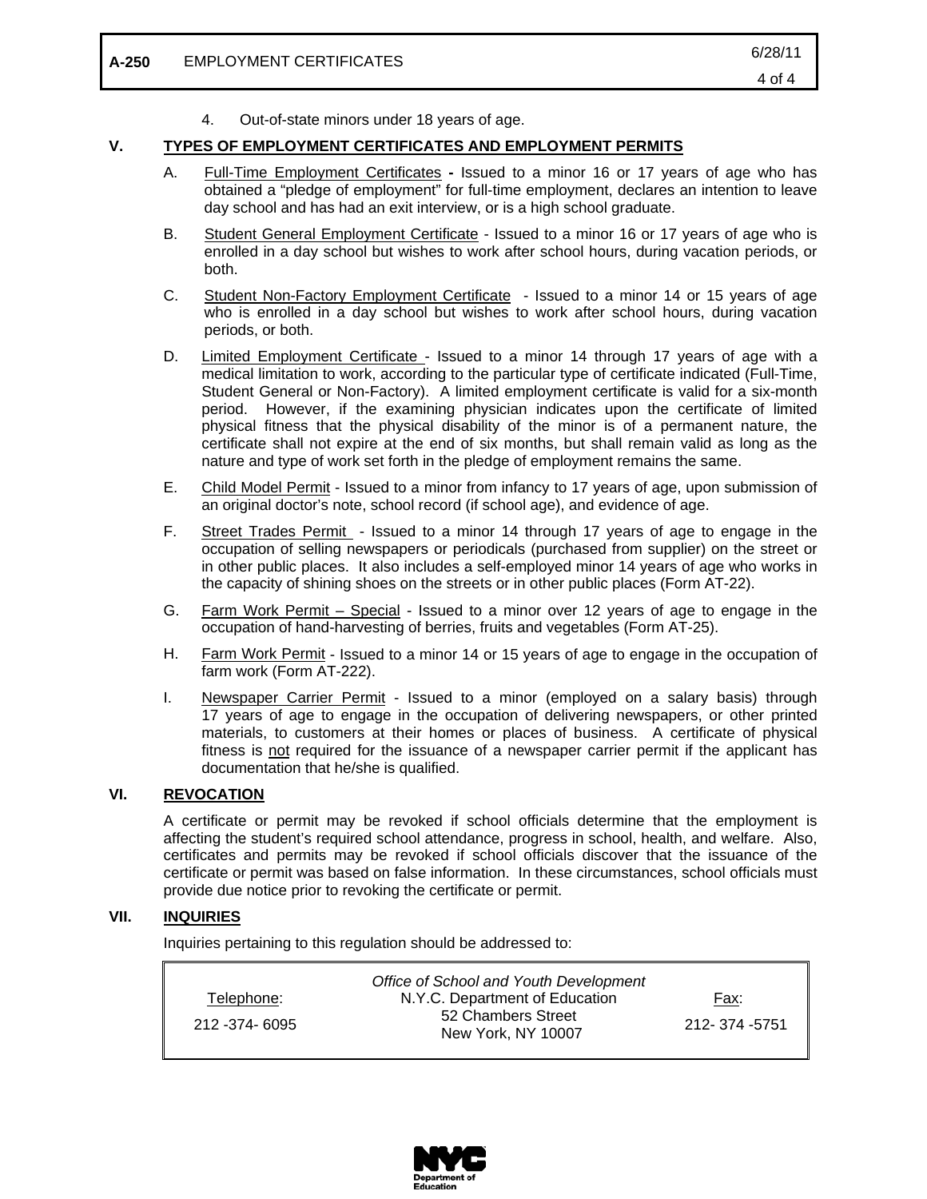4. Out-of-state minors under 18 years of age.

## V. TYPES OF EMPLOYMENT CERTIFICATES AND EMPLOYMENT PERMITS

A. Full-Time Employment Certificates **-** Issued to a minor 16 or 17 years of age who has obtained a "pledge of employment" for full-time employment, declares an intention to leave day school and has had an exit interview, or is a high school graduate.

B. Student General Employment Certificate - Issued to a minor 16 or 17 years of age who is enrolled in a day school but wishes to work after school hours, during vacation periods, or both.

C. Student Non-Factory Employment Certificate - Issued to a minor 14 or 15 years of age who is enrolled in a day school but wishes to work after school hours, during vacation periods, or both.

D. Limited Employment Certificate - Issued to a minor 14 through 17 years of age with a medical limitation to work, according to the particular type of certificate indicated (Full-Time, Student General or Non-Factory). A limited employment certificate is valid for a six-month period. However, if the examining physician indicates upon the certificate of limited physical fitness that the physical disability of the minor is of a permanent nature, the certificate shall not expire at the end of six months, but shall remain valid as long as the nature and type of work set forth in the pledge of employment remains the same.

E. Child Model Permit - Issued to a minor from infancy to 17 years of age, upon submission of an original doctor's note, school record (if school age), and evidence of age.

F. Street Trades Permit - Issued to a minor 14 through 17 years of age to engage in the occupation of selling newspapers or periodicals (purchased from supplier) on the street or in other public places. It also includes a self-employed minor 14 years of age who works in the capacity of shining shoes on the streets or in other public places (Form AT-22).

G. Farm Work Permit – Special - Issued to a minor over 12 years of age to engage in the occupation of hand-harvesting of berries, fruits and vegetables (Form AT-25).

H. Farm Work Permit - Issued to a minor 14 or 15 years of age to engage in the occupation of farm work (Form AT-222).

I. Newspaper Carrier Permit - Issued to a minor (employed on a salary basis) through 17 years of age to engage in the occupation of delivering newspapers, or other printed materials, to customers at their homes or places of business. A certificate of physical fitness is not required for the issuance of a newspaper carrier permit if the applicant has documentation that he/she is qualified.

## VI. REVOCATION

A certificate or permit may be revoked if school officials determine that the employment is affecting the student's required school attendance, progress in school, health, and welfare. Also, certificates and permits may be revoked if school officials discover that the issuance of the certificate or permit was based on false information. In these circumstances, school officials must provide due notice prior to revoking the certificate or permit.

## VII. INQUIRIES

Inquiries pertaining to this regulation should be addressed to:

| | | |
|---|---|---|
| Telephone:<br>212 -374- 6095 | *Office of School and Youth Development*<br>N.Y.C. Department of Education<br>52 Chambers Street<br>New York, NY 10007 | Fax:<br>212- 374 -5751 |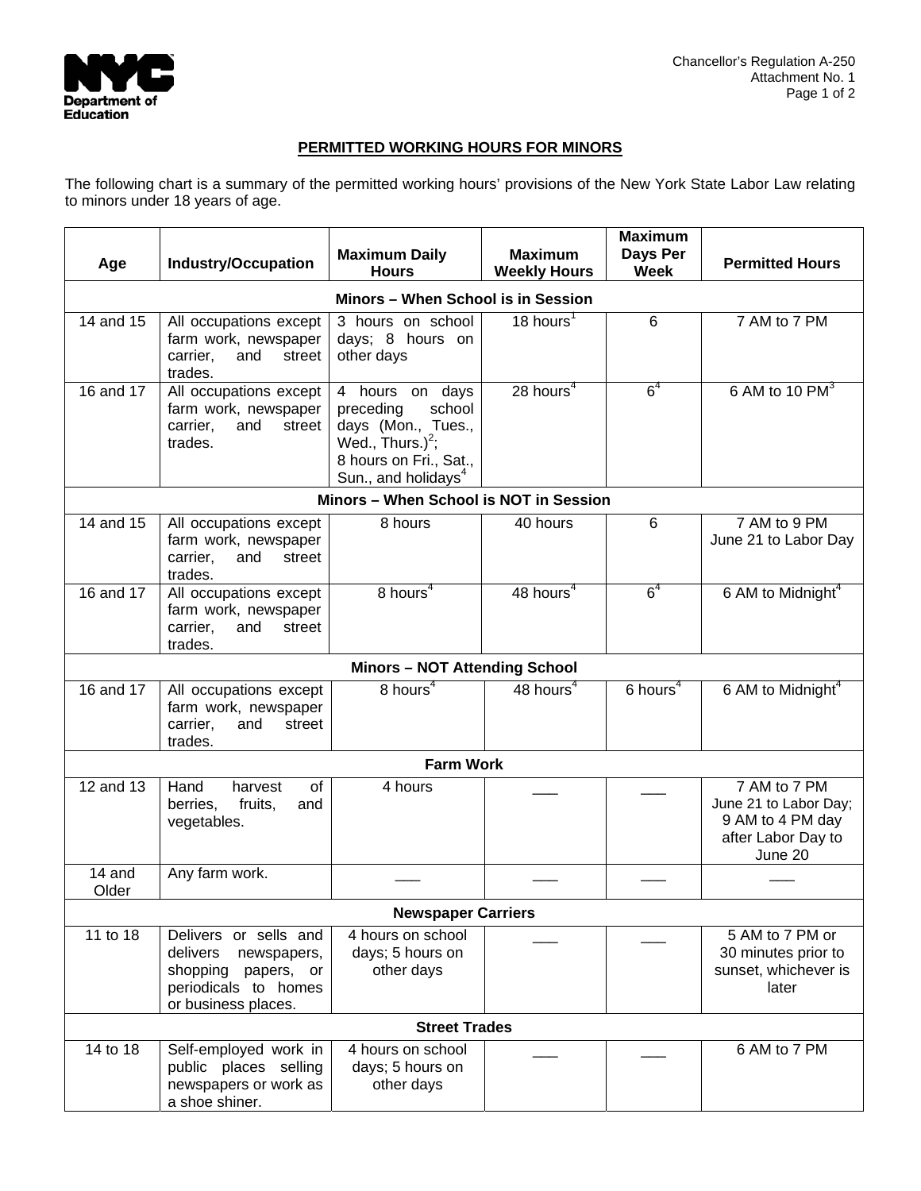Chancellor's Regulation A-250
Attachment No. 1

## PERMITTED WORKING HOURS FOR MINORS

The following chart is a summary of the permitted working hours' provisions of the New York State Labor Law relating to minors under 18 years of age.

| Age | Industry/Occupation | Maximum Daily Hours | Maximum Weekly Hours | Maximum Days Per Week | Permitted Hours |
|---|---|---|---|---|---|
| **Minors – When School is in Session** | | | | | |
| 14 and 15 | All occupations except farm work, newspaper carrier, and street trades. | 3 hours on school days; 8 hours on other days | 18 hours[1] | 6 | 7 AM to 7 PM |
| 16 and 17 | All occupations except farm work, newspaper carrier, and street trades. | 4 hours on days preceding school days (Mon., Tues., Wed., Thurs.)[2]; 8 hours on Fri., Sat., Sun., and holidays[4] | 28 hours[4] | 6[4] | 6 AM to 10 PM[3] |
| **Minors – When School is NOT in Session** | | | | | |
| 14 and 15 | All occupations except farm work, newspaper carrier, and street trades. | 8 hours | 40 hours | 6 | 7 AM to 9 PM June 21 to Labor Day |
| 16 and 17 | All occupations except farm work, newspaper carrier, and street trades. | 8 hours[4] | 48 hours[4] | 6[4] | 6 AM to Midnight[4] |
| **Minors – NOT Attending School** | | | | | |
| 16 and 17 | All occupations except farm work, newspaper carrier, and street trades. | 8 hours[4] | 48 hours[4] | 6 hours[4] | 6 AM to Midnight[4] |
| **Farm Work** | | | | | |
| 12 and 13 | Hand harvest of berries, fruits, and vegetables. | 4 hours | ___ | ___ | 7 AM to 7 PM June 21 to Labor Day; 9 AM to 4 PM day after Labor Day to June 20 |
| 14 and Older | Any farm work. | ___ | ___ | ___ | ___ |
| **Newspaper Carriers** | | | | | |
| 11 to 18 | Delivers or sells and delivers newspapers, shopping papers, or periodicals to homes or business places. | 4 hours on school days; 5 hours on other days | ___ | ___ | 5 AM to 7 PM or 30 minutes prior to sunset, whichever is later |
| **Street Trades** | | | | | |
| 14 to 18 | Self-employed work in public places selling newspapers or work as a shoe shiner. | 4 hours on school days; 5 hours on other days | ___ | ___ | 6 AM to 7 PM |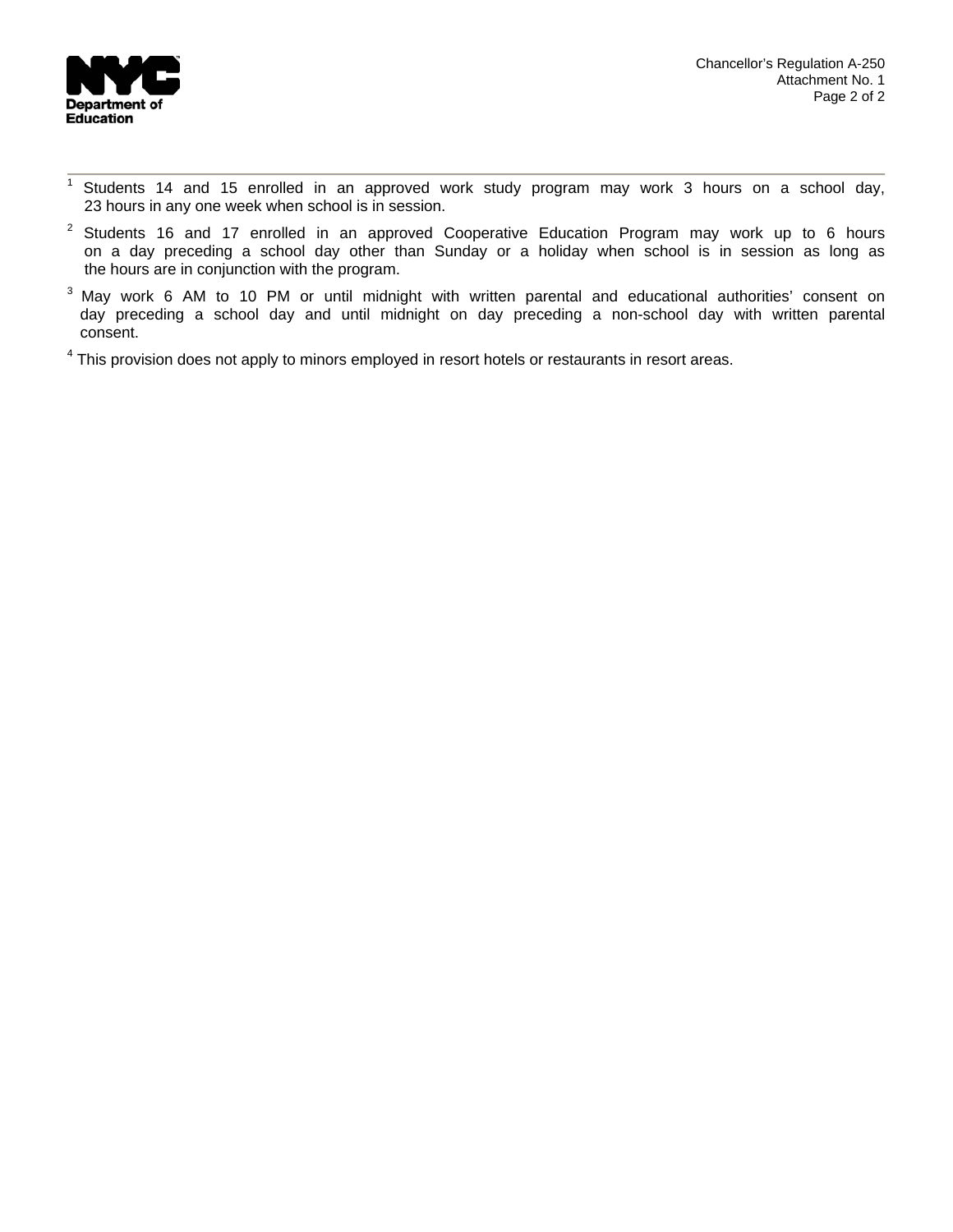[1] Students 14 and 15 enrolled in an approved work study program may work 3 hours on a school day, 23 hours in any one week when school is in session.

[2] Students 16 and 17 enrolled in an approved Cooperative Education Program may work up to 6 hours on a day preceding a school day other than Sunday or a holiday when school is in session as long as the hours are in conjunction with the program.

[3] May work 6 AM to 10 PM or until midnight with written parental and educational authorities' consent on day preceding a school day and until midnight on day preceding a non-school day with written parental consent.

[4] This provision does not apply to minors employed in resort hotels or restaurants in resort areas.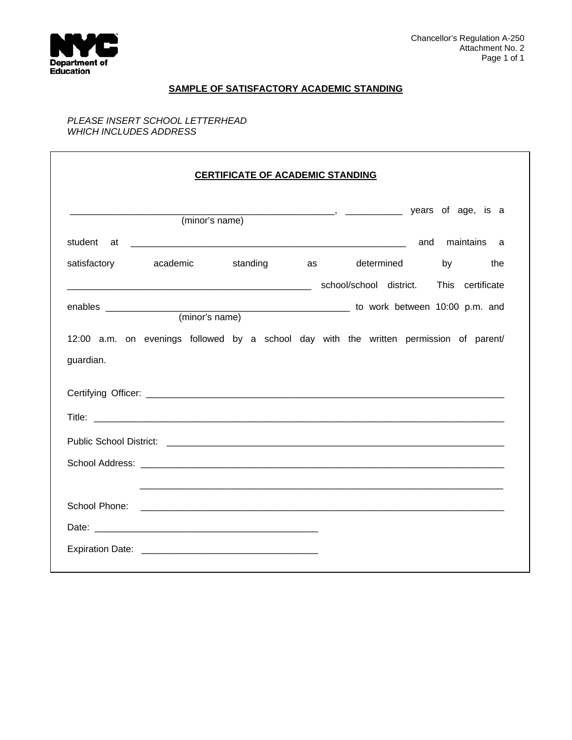Chancellor's Regulation A-250
Attachment No. 2

## SAMPLE OF SATISFACTORY ACADEMIC STANDING

*PLEASE INSERT SCHOOL LETTERHEAD WHICH INCLUDES ADDRESS*

### CERTIFICATE OF ACADEMIC STANDING

_______________________________________________, __________ years of age, is a
(minor's name)

student at ______________________________________________ and maintains a satisfactory academic standing as determined by the __________________________________________ school/school district. This certificate enables __________________________________________ to work between 10:00 p.m. and
(minor's name)

12:00 a.m. on evenings followed by a school day with the written permission of parent/ guardian.

Certifying Officer: ____________________________________________________________

Title: ________________________________________________________________________

Public School District: _________________________________________________________

School Address: _______________________________________________________________

_______________________________________________________________

School Phone: _________________________________________________________________

Date: ______________________________________

Expiration Date: ______________________________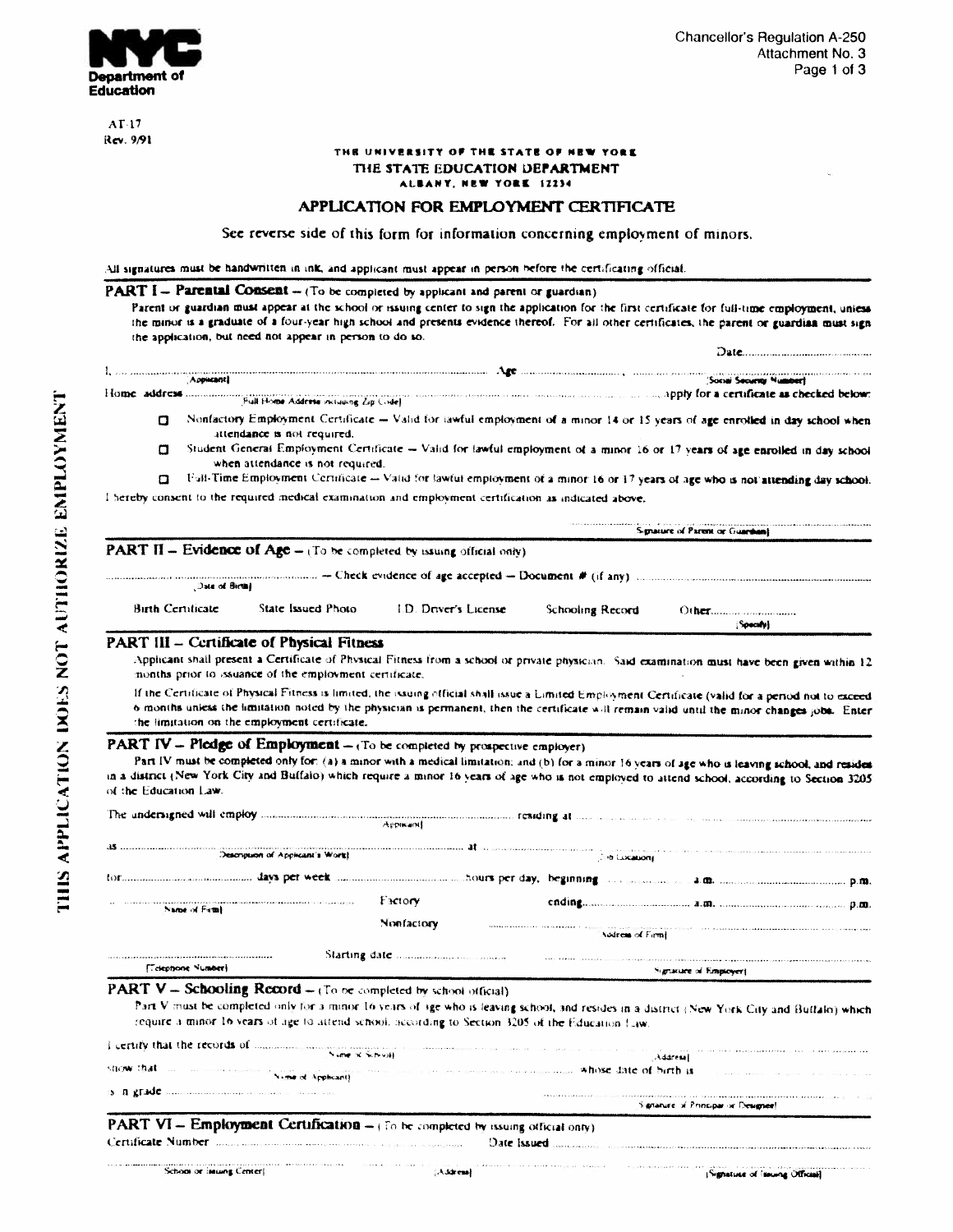**NYC Department of Education**

Chancellor's Regulation A-250
Attachment No. 3

AT-17
Rev. 9/91

THE UNIVERSITY OF THE STATE OF NEW YORK
THE STATE EDUCATION DEPARTMENT
ALBANY, NEW YORK 12234

# APPLICATION FOR EMPLOYMENT CERTIFICATE

See reverse side of this form for information concerning employment of minors.

All signatures must be handwritten in ink, and applicant must appear in person before the certificating official.

THIS APPLICATION DOES NOT AUTHORIZE EMPLOYMENT

## PART I – Parental Consent – (To be completed by applicant and parent or guardian)

Parent or guardian must appear at the school or issuing center to sign the application for the first certificate for full-time employment, unless the minor is a graduate of a four-year high school and presents evidence thereof. For all other certificates, the parent or guardian must sign the application, but need not appear in person to do so.

Date..........................

I, .......................................... (Applicant) Age .................., .......................... (Social Security Number)

Home address .......................................... (Full Home Address including Zip Code) .......................... apply for a certificate as checked below:

- ☐ Nonfactory Employment Certificate – Valid for lawful employment of a minor 14 or 15 years of age enrolled in day school when attendance is not required.
- ☐ Student General Employment Certificate – Valid for lawful employment of a minor 16 or 17 years of age enrolled in day school when attendance is not required.
- ☐ Full-Time Employment Certificate – Valid for lawful employment of a minor 16 or 17 years of age who is not attending day school.

I hereby consent to the required medical examination and employment certification as indicated above.

.......................................... (Signature of Parent or Guardian)

## PART II – Evidence of Age – (To be completed by issuing official only)

.......................... (Date of Birth) – Check evidence of age accepted – Document # (if any) ..........................

Birth Certificate    State Issued Photo    I.D. Driver's License    Schooling Record    Other.......... (Specify)

## PART III – Certificate of Physical Fitness

Applicant shall present a Certificate of Physical Fitness from a school or private physician. Said examination must have been given within 12 months prior to issuance of the employment certificate.

If the Certificate of Physical Fitness is limited, the issuing official shall issue a Limited Employment Certificate (valid for a period not to exceed 6 months unless the limitation noted by the physician is permanent, then the certificate will remain valid until the minor changes jobs. Enter the limitation on the employment certificate.

## PART IV – Pledge of Employment – (To be completed by prospective employer)

Part IV must be completed only for: (a) a minor with a medical limitation; and (b) for a minor 16 years of age who is leaving school, and resides in a district (New York City and Buffalo) which require a minor 16 years of age who is not employed to attend school, according to Section 3205 of the Education Law.

The undersigned will employ .......................... (Applicant) residing at ..........................

as .......................... (Description of Applicant's Work) at .......................... (In Location)

for .......... days per week .......... hours per day, beginning .......... a.m. .......... p.m.

.......................... (Name of Firm)    Factory    ending .......... a.m. .......... p.m.

Nonfactory    .......................... (Address of Firm)

.......................... (Telephone Number)    Starting date ..........    .......................... (Signature of Employer)

## PART V – Schooling Record – (To be completed by school official)

Part V must be completed only for a minor 16 years of age who is leaving school, and resides in a district (New York City and Buffalo) which require a minor 16 years of age to attend school, according to Section 3205 of the Education Law.

I certify that the records of .......................... (Name of School) .......................... (Address)

show that .......................... (Name of Applicant) .......................... whose date of birth is ..........

is in grade ..........    .......................... (Signature of Principal or Designee)

## PART VI – Employment Certification – (To be completed by issuing official only)

Certificate Number ..........    Date Issued ..........

.......................... (School or Issuing Center)    .......................... (Address)    .......................... (Signature of Issuing Official)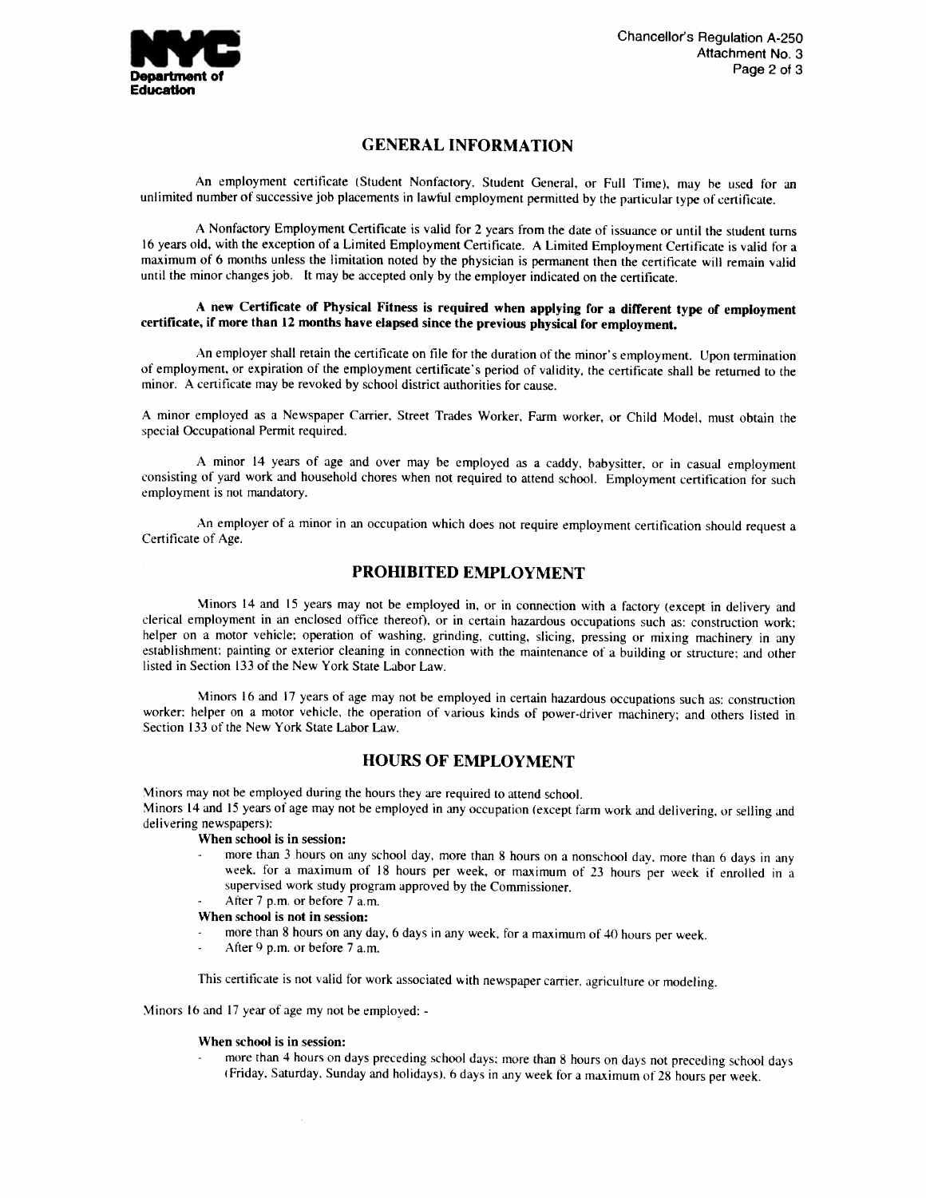## GENERAL INFORMATION

An employment certificate (Student Nonfactory, Student General, or Full Time), may be used for an unlimited number of successive job placements in lawful employment permitted by the particular type of certificate.

A Nonfactory Employment Certificate is valid for 2 years from the date of issuance or until the student turns 16 years old, with the exception of a Limited Employment Certificate. A Limited Employment Certificate is valid for a maximum of 6 months unless the limitation noted by the physician is permanent then the certificate will remain valid until the minor changes job. It may be accepted only by the employer indicated on the certificate.

**A new Certificate of Physical Fitness is required when applying for a different type of employment certificate, if more than 12 months have elapsed since the previous physical for employment.**

An employer shall retain the certificate on file for the duration of the minor's employment. Upon termination of employment, or expiration of the employment certificate's period of validity, the certificate shall be returned to the minor. A certificate may be revoked by school district authorities for cause.

A minor employed as a Newspaper Carrier, Street Trades Worker, Farm worker, or Child Model, must obtain the special Occupational Permit required.

A minor 14 years of age and over may be employed as a caddy, babysitter, or in casual employment consisting of yard work and household chores when not required to attend school. Employment certification for such employment is not mandatory.

An employer of a minor in an occupation which does not require employment certification should request a Certificate of Age.

## PROHIBITED EMPLOYMENT

Minors 14 and 15 years may not be employed in, or in connection with a factory (except in delivery and clerical employment in an enclosed office thereof), or in certain hazardous occupations such as: construction work; helper on a motor vehicle; operation of washing, grinding, cutting, slicing, pressing or mixing machinery in any establishment; painting or exterior cleaning in connection with the maintenance of a building or structure; and other listed in Section 133 of the New York State Labor Law.

Minors 16 and 17 years of age may not be employed in certain hazardous occupations such as: construction worker; helper on a motor vehicle, the operation of various kinds of power-driver machinery; and others listed in Section 133 of the New York State Labor Law.

## HOURS OF EMPLOYMENT

Minors may not be employed during the hours they are required to attend school.
Minors 14 and 15 years of age may not be employed in any occupation (except farm work and delivering, or selling and delivering newspapers):

**When school is in session:**

- more than 3 hours on any school day, more than 8 hours on a nonschool day, more than 6 days in any week, for a maximum of 18 hours per week, or maximum of 23 hours per week if enrolled in a supervised work study program approved by the Commissioner.
- After 7 p.m. or before 7 a.m.

**When school is not in session:**

- more than 8 hours on any day, 6 days in any week, for a maximum of 40 hours per week.
- After 9 p.m. or before 7 a.m.

This certificate is not valid for work associated with newspaper carrier, agriculture or modeling.

Minors 16 and 17 year of age my not be employed: -

**When school is in session:**

- more than 4 hours on days preceding school days; more than 8 hours on days not preceding school days (Friday, Saturday, Sunday and holidays), 6 days in any week for a maximum of 28 hours per week.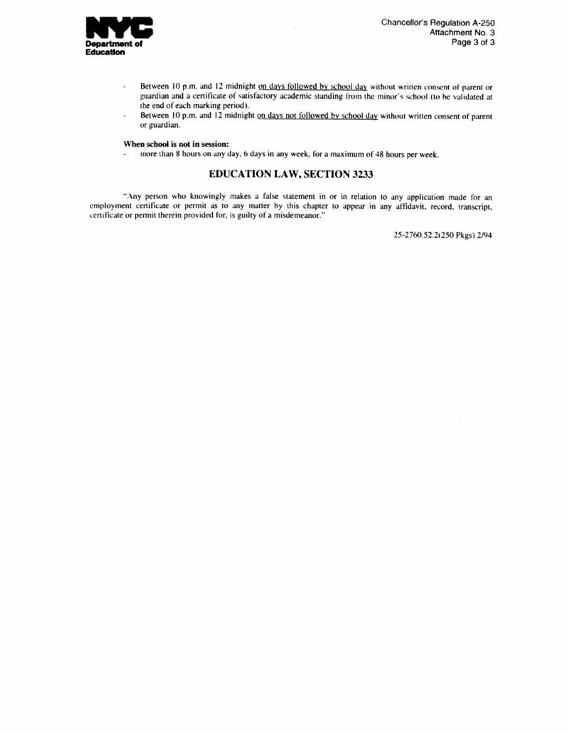- Between 10 p.m. and 12 midnight on days followed by school day without written consent of parent or guardian and a certificate of satisfactory academic standing from the minor's school (to be validated at the end of each marking period).
- Between 10 p.m. and 12 midnight on days not followed by school day without written consent of parent or guardian.

**When school is not in session:**

- more than 8 hours on any day, 6 days in any week, for a maximum of 48 hours per week.

## EDUCATION LAW, SECTION 3233

"Any person who knowingly makes a false statement in or in relation to any application made for an employment certificate or permit as to any matter by this chapter to appear in any affidavit, record, transcript, certificate or permit therein provided for, is guilty of a misdemeanor."

25-2760.52.2(250 Pkgs) 2/94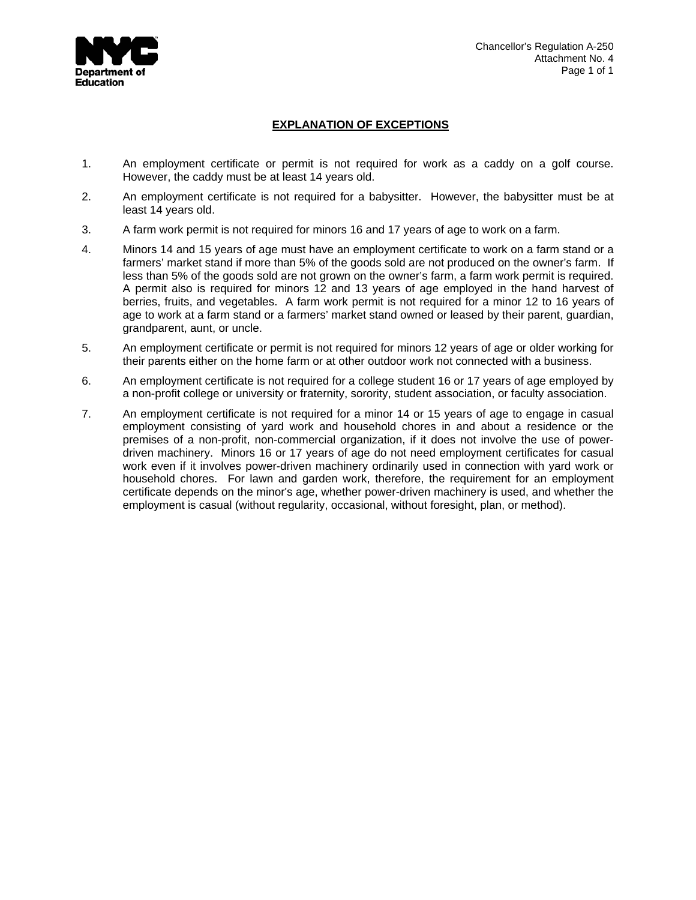## EXPLANATION OF EXCEPTIONS

1. An employment certificate or permit is not required for work as a caddy on a golf course. However, the caddy must be at least 14 years old.

2. An employment certificate is not required for a babysitter. However, the babysitter must be at least 14 years old.

3. A farm work permit is not required for minors 16 and 17 years of age to work on a farm.

4. Minors 14 and 15 years of age must have an employment certificate to work on a farm stand or a farmers' market stand if more than 5% of the goods sold are not produced on the owner's farm. If less than 5% of the goods sold are not grown on the owner's farm, a farm work permit is required. A permit also is required for minors 12 and 13 years of age employed in the hand harvest of berries, fruits, and vegetables. A farm work permit is not required for a minor 12 to 16 years of age to work at a farm stand or a farmers' market stand owned or leased by their parent, guardian, grandparent, aunt, or uncle.

5. An employment certificate or permit is not required for minors 12 years of age or older working for their parents either on the home farm or at other outdoor work not connected with a business.

6. An employment certificate is not required for a college student 16 or 17 years of age employed by a non-profit college or university or fraternity, sorority, student association, or faculty association.

7. An employment certificate is not required for a minor 14 or 15 years of age to engage in casual employment consisting of yard work and household chores in and about a residence or the premises of a non-profit, non-commercial organization, if it does not involve the use of power-driven machinery. Minors 16 or 17 years of age do not need employment certificates for casual work even if it involves power-driven machinery ordinarily used in connection with yard work or household chores. For lawn and garden work, therefore, the requirement for an employment certificate depends on the minor's age, whether power-driven machinery is used, and whether the employment is casual (without regularity, occasional, without foresight, plan, or method).